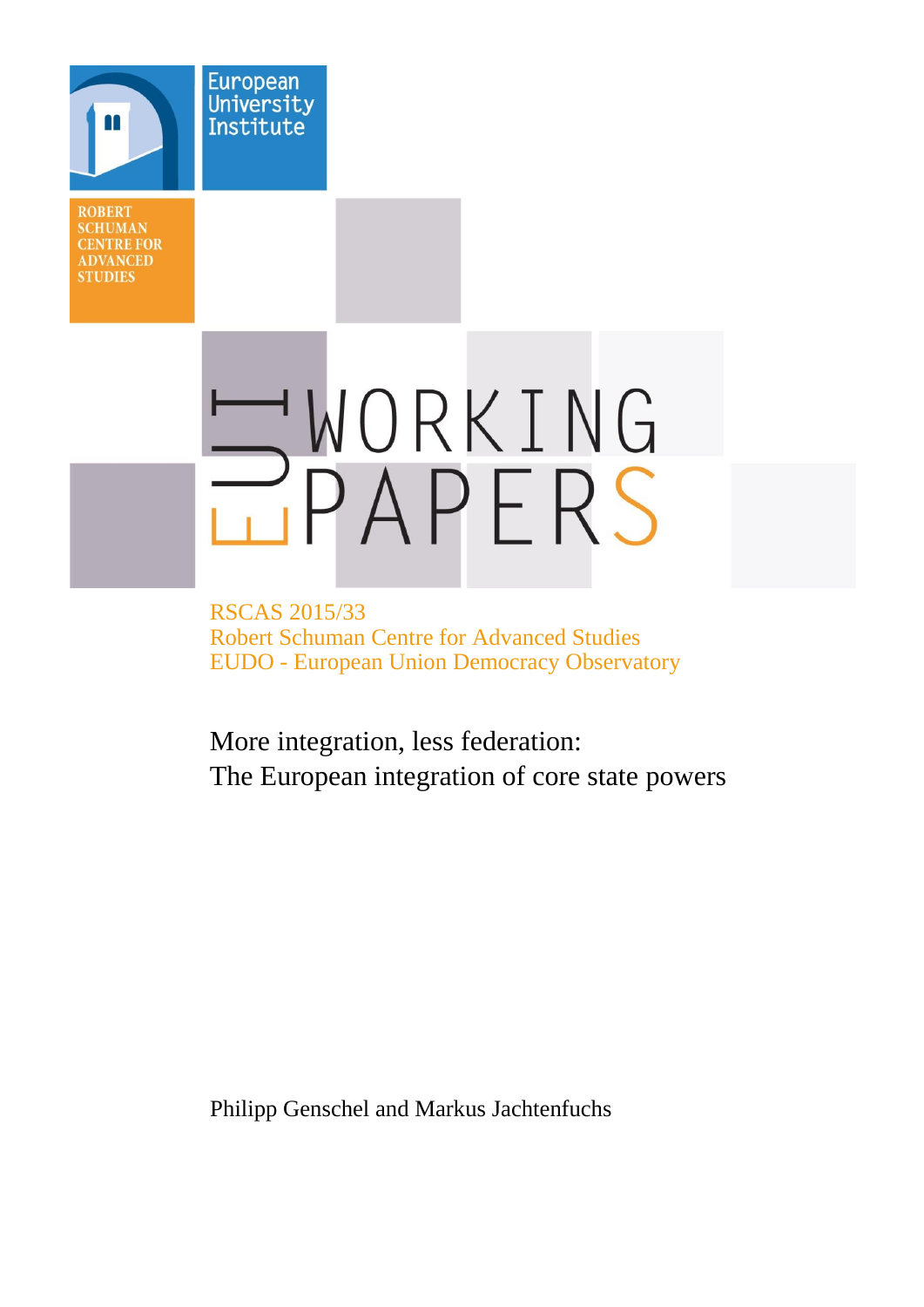European University Institute

ROBERT SCHUMAN CENTRE FOR ADVANCED STUDIES

EUI WORKING PAPERS

RSCAS 2015/33
Robert Schuman Centre for Advanced Studies
EUDO - European Union Democracy Observatory

# More integration, less federation: The European integration of core state powers

Philipp Genschel and Markus Jachtenfuchs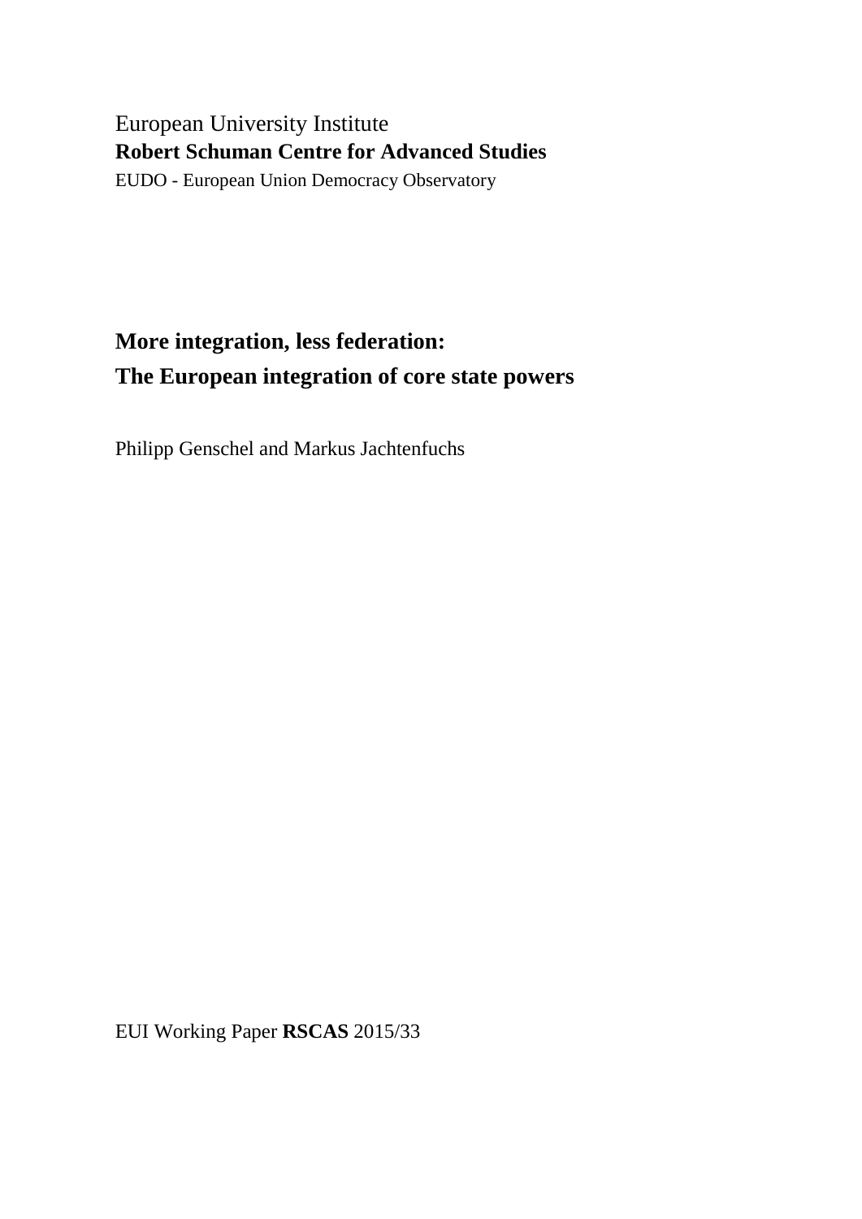European University Institute

**Robert Schuman Centre for Advanced Studies**

EUDO - European Union Democracy Observatory

# More integration, less federation: The European integration of core state powers

Philipp Genschel and Markus Jachtenfuchs

EUI Working Paper **RSCAS** 2015/33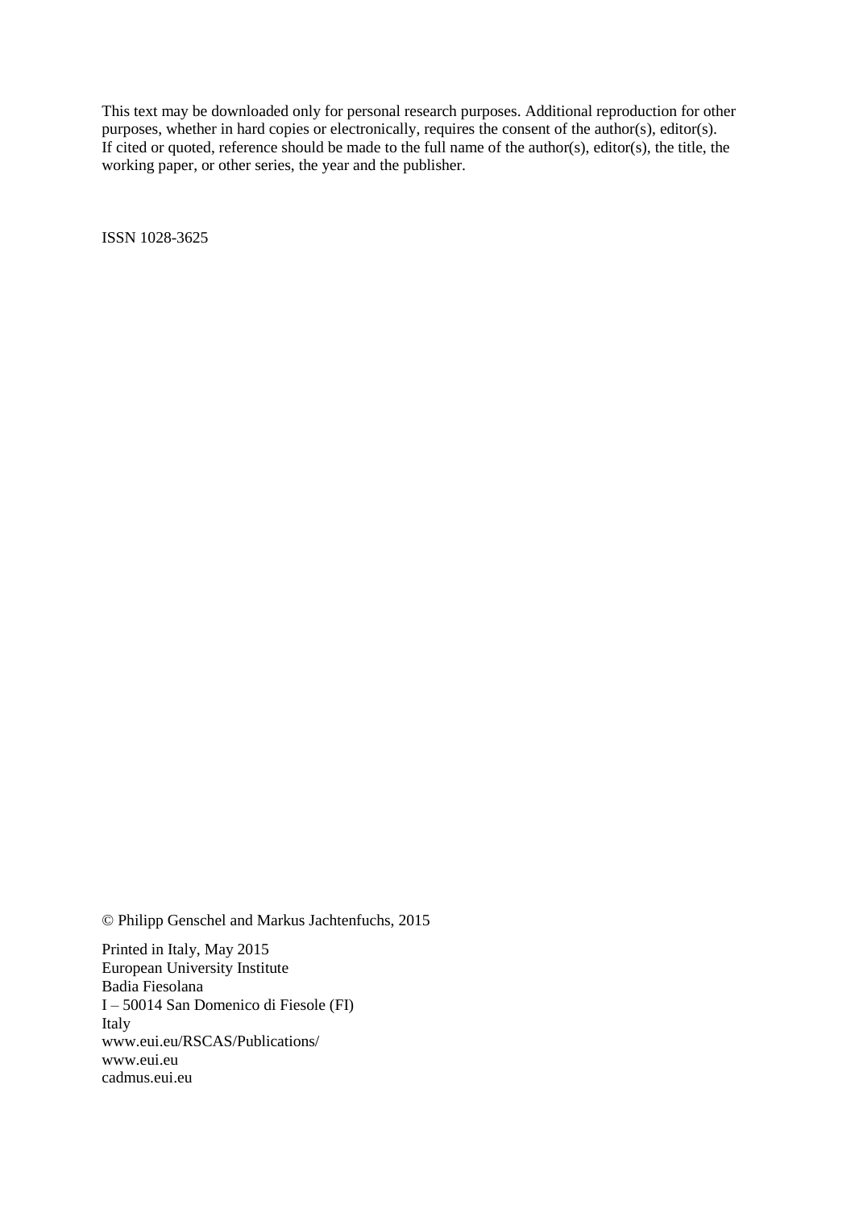This text may be downloaded only for personal research purposes. Additional reproduction for other purposes, whether in hard copies or electronically, requires the consent of the author(s), editor(s). If cited or quoted, reference should be made to the full name of the author(s), editor(s), the title, the working paper, or other series, the year and the publisher.

ISSN 1028-3625

© Philipp Genschel and Markus Jachtenfuchs, 2015

Printed in Italy, May 2015
European University Institute
Badia Fiesolana
I – 50014 San Domenico di Fiesole (FI)
Italy
www.eui.eu/RSCAS/Publications/
www.eui.eu
cadmus.eui.eu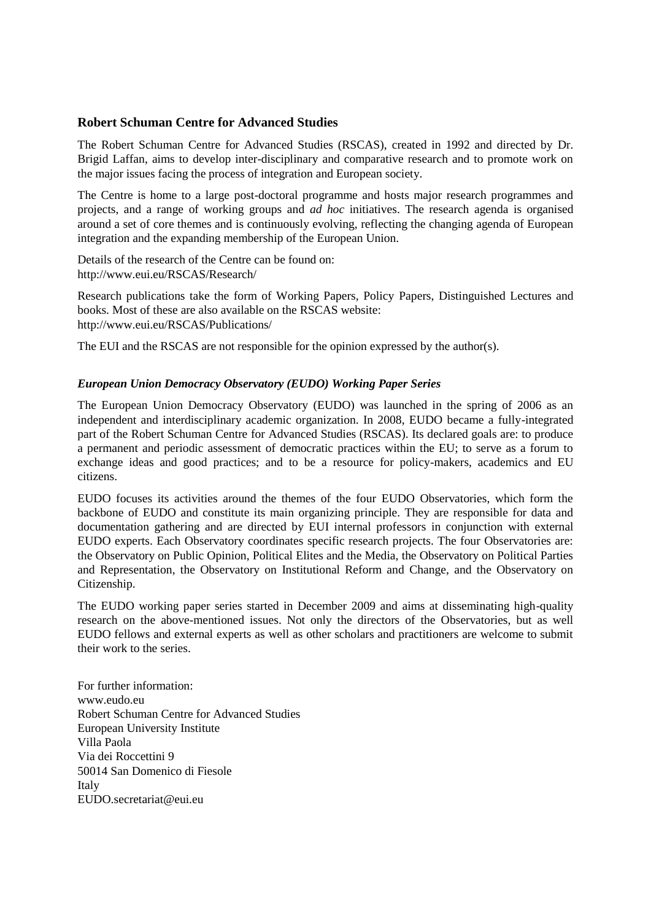## Robert Schuman Centre for Advanced Studies

The Robert Schuman Centre for Advanced Studies (RSCAS), created in 1992 and directed by Dr. Brigid Laffan, aims to develop inter-disciplinary and comparative research and to promote work on the major issues facing the process of integration and European society.

The Centre is home to a large post-doctoral programme and hosts major research programmes and projects, and a range of working groups and *ad hoc* initiatives. The research agenda is organised around a set of core themes and is continuously evolving, reflecting the changing agenda of European integration and the expanding membership of the European Union.

Details of the research of the Centre can be found on:
http://www.eui.eu/RSCAS/Research/

Research publications take the form of Working Papers, Policy Papers, Distinguished Lectures and books. Most of these are also available on the RSCAS website:
http://www.eui.eu/RSCAS/Publications/

The EUI and the RSCAS are not responsible for the opinion expressed by the author(s).

### *European Union Democracy Observatory (EUDO) Working Paper Series*

The European Union Democracy Observatory (EUDO) was launched in the spring of 2006 as an independent and interdisciplinary academic organization. In 2008, EUDO became a fully-integrated part of the Robert Schuman Centre for Advanced Studies (RSCAS). Its declared goals are: to produce a permanent and periodic assessment of democratic practices within the EU; to serve as a forum to exchange ideas and good practices; and to be a resource for policy-makers, academics and EU citizens.

EUDO focuses its activities around the themes of the four EUDO Observatories, which form the backbone of EUDO and constitute its main organizing principle. They are responsible for data and documentation gathering and are directed by EUI internal professors in conjunction with external EUDO experts. Each Observatory coordinates specific research projects. The four Observatories are: the Observatory on Public Opinion, Political Elites and the Media, the Observatory on Political Parties and Representation, the Observatory on Institutional Reform and Change, and the Observatory on Citizenship.

The EUDO working paper series started in December 2009 and aims at disseminating high-quality research on the above-mentioned issues. Not only the directors of the Observatories, but as well EUDO fellows and external experts as well as other scholars and practitioners are welcome to submit their work to the series.

For further information:
www.eudo.eu
Robert Schuman Centre for Advanced Studies
European University Institute
Villa Paola
Via dei Roccettini 9
50014 San Domenico di Fiesole
Italy
EUDO.secretariat@eui.eu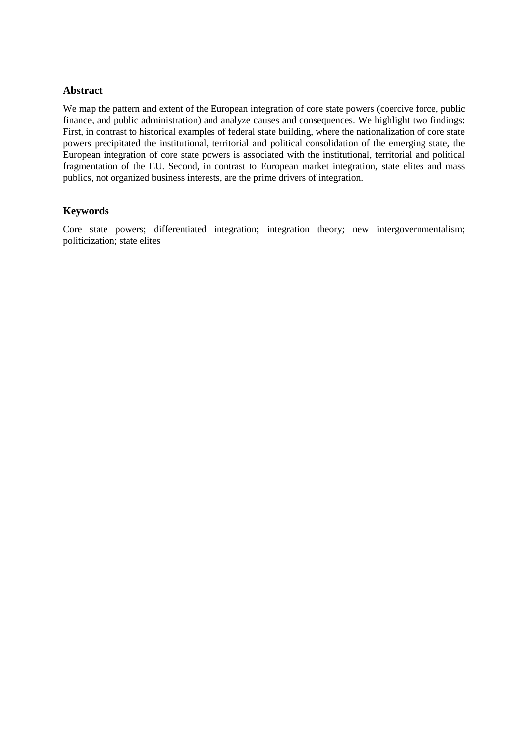## Abstract

We map the pattern and extent of the European integration of core state powers (coercive force, public finance, and public administration) and analyze causes and consequences. We highlight two findings: First, in contrast to historical examples of federal state building, where the nationalization of core state powers precipitated the institutional, territorial and political consolidation of the emerging state, the European integration of core state powers is associated with the institutional, territorial and political fragmentation of the EU. Second, in contrast to European market integration, state elites and mass publics, not organized business interests, are the prime drivers of integration.

## Keywords

Core state powers; differentiated integration; integration theory; new intergovernmentalism; politicization; state elites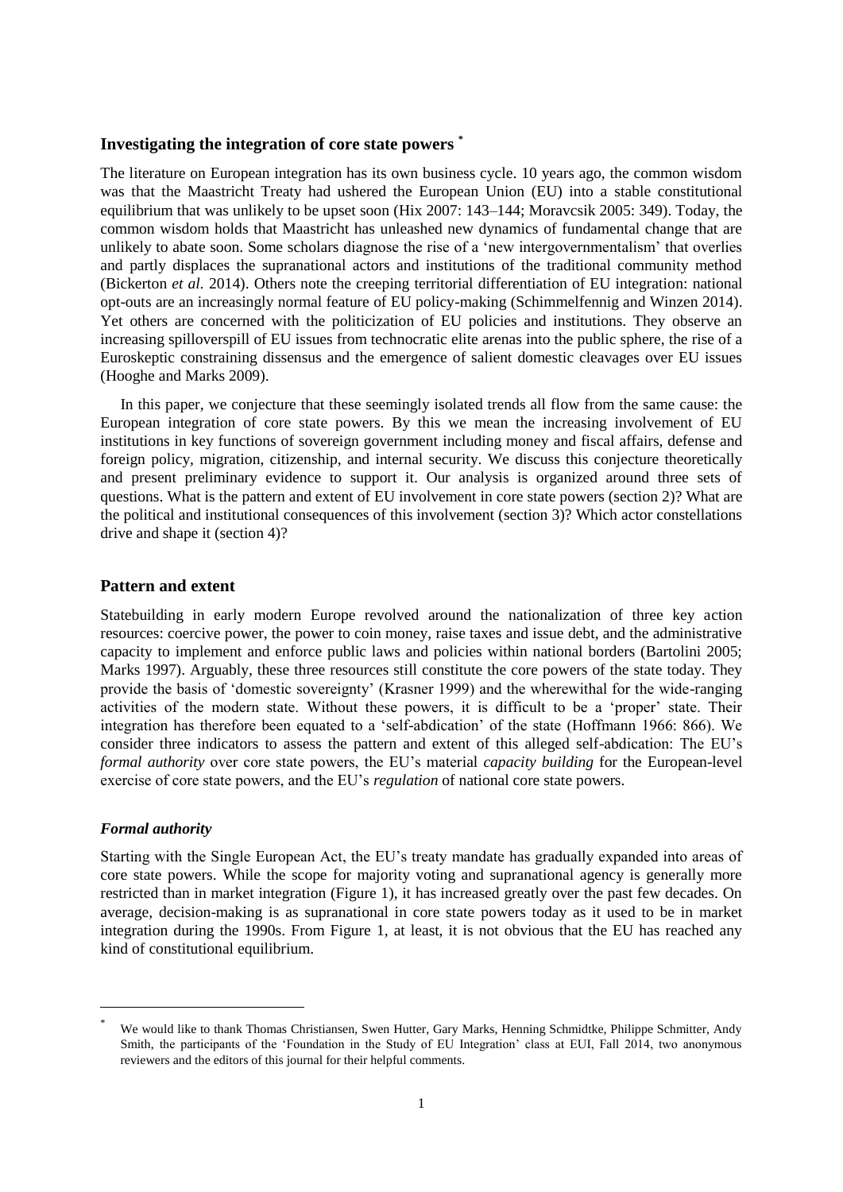## Investigating the integration of core state powers [*]

The literature on European integration has its own business cycle. 10 years ago, the common wisdom was that the Maastricht Treaty had ushered the European Union (EU) into a stable constitutional equilibrium that was unlikely to be upset soon (Hix 2007: 143–144; Moravcsik 2005: 349). Today, the common wisdom holds that Maastricht has unleashed new dynamics of fundamental change that are unlikely to abate soon. Some scholars diagnose the rise of a 'new intergovernmentalism' that overlies and partly displaces the supranational actors and institutions of the traditional community method (Bickerton *et al.* 2014). Others note the creeping territorial differentiation of EU integration: national opt-outs are an increasingly normal feature of EU policy-making (Schimmelfennig and Winzen 2014). Yet others are concerned with the politicization of EU policies and institutions. They observe an increasing spilloverspill of EU issues from technocratic elite arenas into the public sphere, the rise of a Euroskeptic constraining dissensus and the emergence of salient domestic cleavages over EU issues (Hooghe and Marks 2009).

In this paper, we conjecture that these seemingly isolated trends all flow from the same cause: the European integration of core state powers. By this we mean the increasing involvement of EU institutions in key functions of sovereign government including money and fiscal affairs, defense and foreign policy, migration, citizenship, and internal security. We discuss this conjecture theoretically and present preliminary evidence to support it. Our analysis is organized around three sets of questions. What is the pattern and extent of EU involvement in core state powers (section 2)? What are the political and institutional consequences of this involvement (section 3)? Which actor constellations drive and shape it (section 4)?

## Pattern and extent

Statebuilding in early modern Europe revolved around the nationalization of three key action resources: coercive power, the power to coin money, raise taxes and issue debt, and the administrative capacity to implement and enforce public laws and policies within national borders (Bartolini 2005; Marks 1997). Arguably, these three resources still constitute the core powers of the state today. They provide the basis of 'domestic sovereignty' (Krasner 1999) and the wherewithal for the wide-ranging activities of the modern state. Without these powers, it is difficult to be a 'proper' state. Their integration has therefore been equated to a 'self-abdication' of the state (Hoffmann 1966: 866). We consider three indicators to assess the pattern and extent of this alleged self-abdication: The EU's *formal authority* over core state powers, the EU's material *capacity building* for the European-level exercise of core state powers, and the EU's *regulation* of national core state powers.

### *Formal authority*

Starting with the Single European Act, the EU's treaty mandate has gradually expanded into areas of core state powers. While the scope for majority voting and supranational agency is generally more restricted than in market integration (Figure 1), it has increased greatly over the past few decades. On average, decision-making is as supranational in core state powers today as it used to be in market integration during the 1990s. From Figure 1, at least, it is not obvious that the EU has reached any kind of constitutional equilibrium.

---

[*] We would like to thank Thomas Christiansen, Swen Hutter, Gary Marks, Henning Schmidtke, Philippe Schmitter, Andy Smith, the participants of the 'Foundation in the Study of EU Integration' class at EUI, Fall 2014, two anonymous reviewers and the editors of this journal for their helpful comments.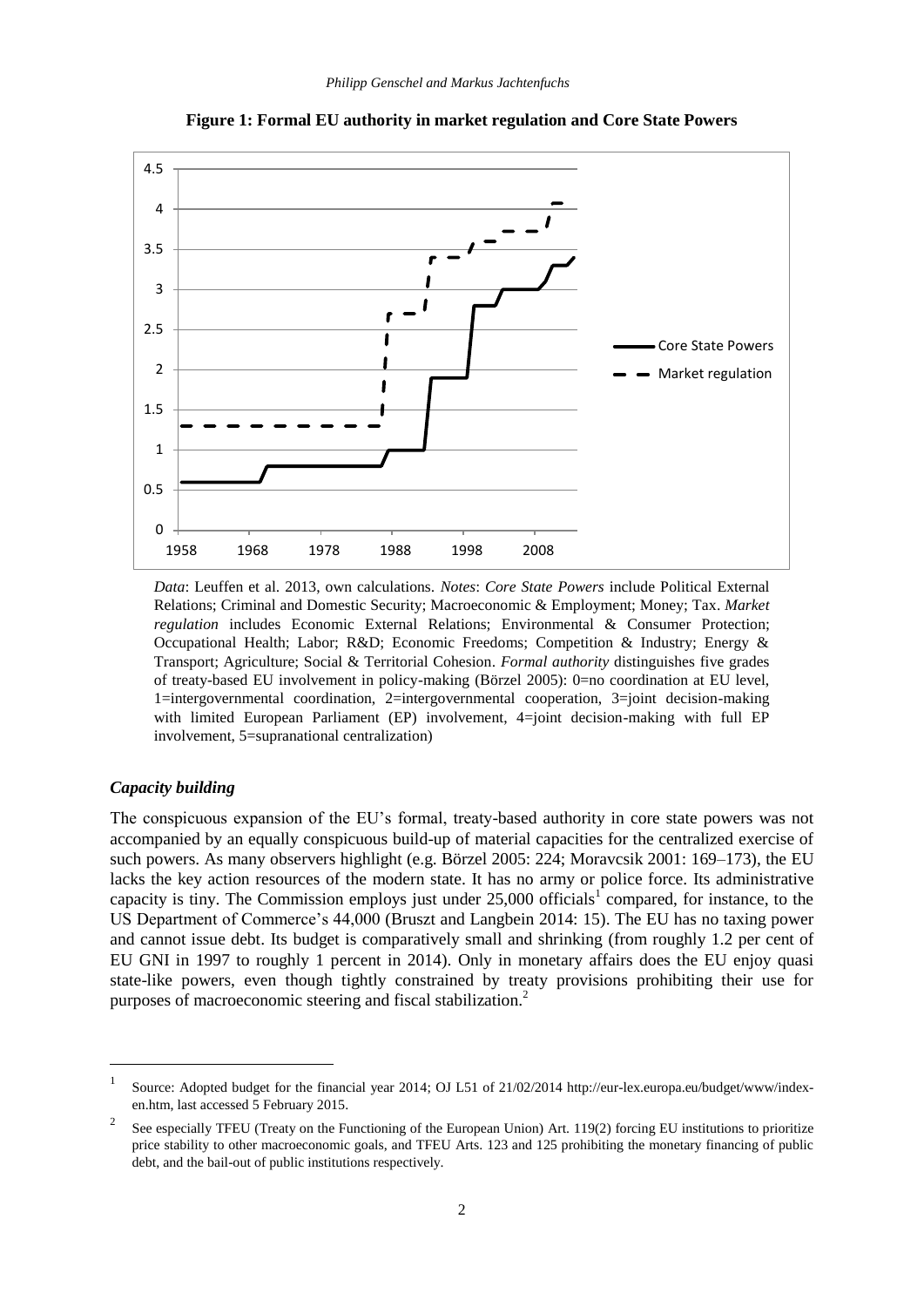**Figure 1: Formal EU authority in market regulation and Core State Powers**

*Data*: Leuffen et al. 2013, own calculations. *Notes*: *Core State Powers* include Political External Relations; Criminal and Domestic Security; Macroeconomic & Employment; Money; Tax. *Market regulation* includes Economic External Relations; Environmental & Consumer Protection; Occupational Health; Labor; R&D; Economic Freedoms; Competition & Industry; Energy & Transport; Agriculture; Social & Territorial Cohesion. *Formal authority* distinguishes five grades of treaty-based EU involvement in policy-making (Börzel 2005): 0=no coordination at EU level, 1=intergovernmental coordination, 2=intergovernmental cooperation, 3=joint decision-making with limited European Parliament (EP) involvement, 4=joint decision-making with full EP involvement, 5=supranational centralization)

### *Capacity building*

The conspicuous expansion of the EU's formal, treaty-based authority in core state powers was not accompanied by an equally conspicuous build-up of material capacities for the centralized exercise of such powers. As many observers highlight (e.g. Börzel 2005: 224; Moravcsik 2001: 169–173), the EU lacks the key action resources of the modern state. It has no army or police force. Its administrative capacity is tiny. The Commission employs just under 25,000 officials[1] compared, for instance, to the US Department of Commerce's 44,000 (Bruszt and Langbein 2014: 15). The EU has no taxing power and cannot issue debt. Its budget is comparatively small and shrinking (from roughly 1.2 per cent of EU GNI in 1997 to roughly 1 percent in 2014). Only in monetary affairs does the EU enjoy quasi state-like powers, even though tightly constrained by treaty provisions prohibiting their use for purposes of macroeconomic steering and fiscal stabilization.[2]

---

[1] Source: Adopted budget for the financial year 2014; OJ L51 of 21/02/2014 http://eur-lex.europa.eu/budget/www/index-en.htm, last accessed 5 February 2015.

[2] See especially TFEU (Treaty on the Functioning of the European Union) Art. 119(2) forcing EU institutions to prioritize price stability to other macroeconomic goals, and TFEU Arts. 123 and 125 prohibiting the monetary financing of public debt, and the bail-out of public institutions respectively.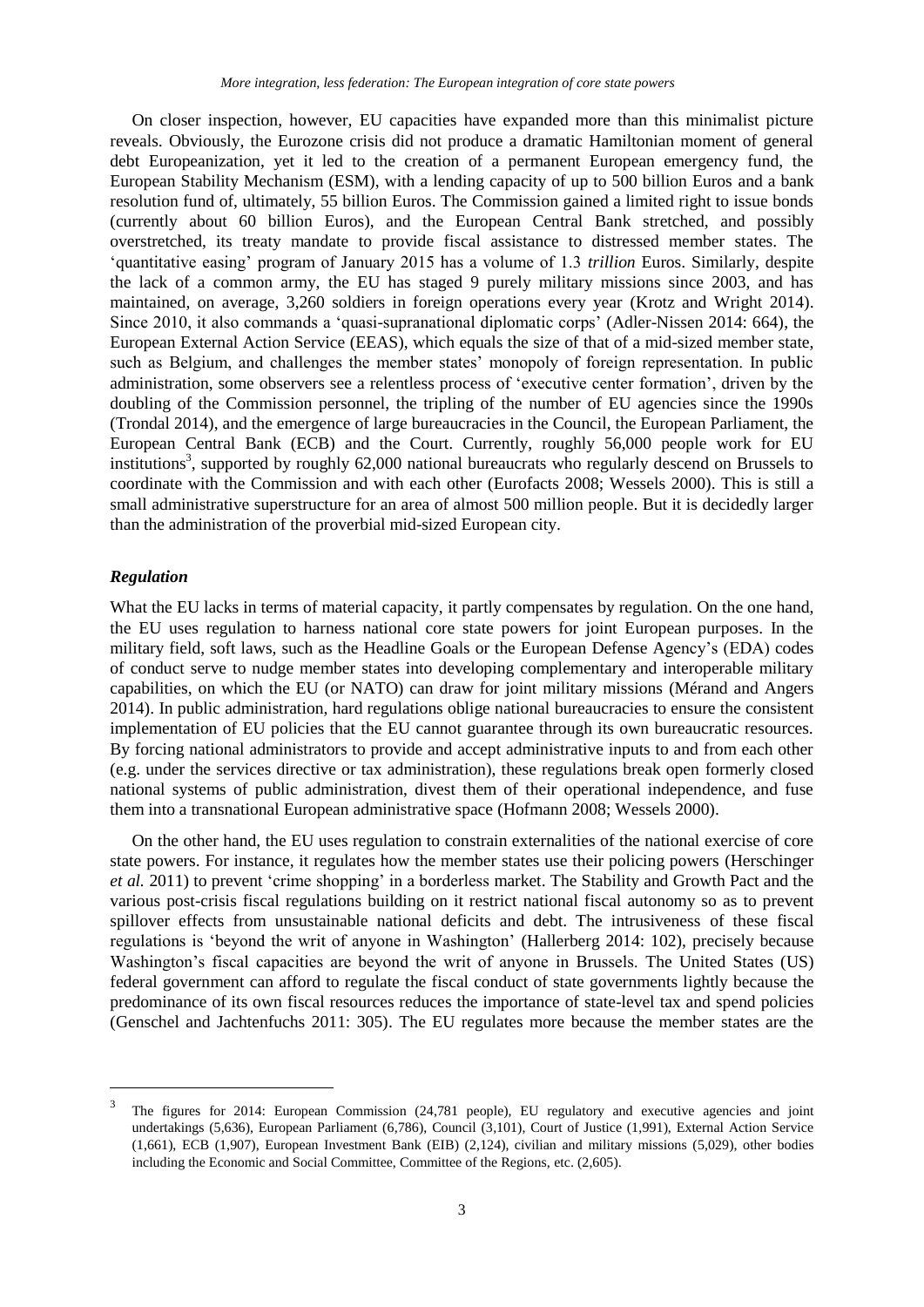On closer inspection, however, EU capacities have expanded more than this minimalist picture reveals. Obviously, the Eurozone crisis did not produce a dramatic Hamiltonian moment of general debt Europeanization, yet it led to the creation of a permanent European emergency fund, the European Stability Mechanism (ESM), with a lending capacity of up to 500 billion Euros and a bank resolution fund of, ultimately, 55 billion Euros. The Commission gained a limited right to issue bonds (currently about 60 billion Euros), and the European Central Bank stretched, and possibly overstretched, its treaty mandate to provide fiscal assistance to distressed member states. The 'quantitative easing' program of January 2015 has a volume of 1.3 *trillion* Euros. Similarly, despite the lack of a common army, the EU has staged 9 purely military missions since 2003, and has maintained, on average, 3,260 soldiers in foreign operations every year (Krotz and Wright 2014). Since 2010, it also commands a 'quasi-supranational diplomatic corps' (Adler-Nissen 2014: 664), the European External Action Service (EEAS), which equals the size of that of a mid-sized member state, such as Belgium, and challenges the member states' monopoly of foreign representation. In public administration, some observers see a relentless process of 'executive center formation', driven by the doubling of the Commission personnel, the tripling of the number of EU agencies since the 1990s (Trondal 2014), and the emergence of large bureaucracies in the Council, the European Parliament, the European Central Bank (ECB) and the Court. Currently, roughly 56,000 people work for EU institutions[3], supported by roughly 62,000 national bureaucrats who regularly descend on Brussels to coordinate with the Commission and with each other (Eurofacts 2008; Wessels 2000). This is still a small administrative superstructure for an area of almost 500 million people. But it is decidedly larger than the administration of the proverbial mid-sized European city.

### *Regulation*

What the EU lacks in terms of material capacity, it partly compensates by regulation. On the one hand, the EU uses regulation to harness national core state powers for joint European purposes. In the military field, soft laws, such as the Headline Goals or the European Defense Agency's (EDA) codes of conduct serve to nudge member states into developing complementary and interoperable military capabilities, on which the EU (or NATO) can draw for joint military missions (Mérand and Angers 2014). In public administration, hard regulations oblige national bureaucracies to ensure the consistent implementation of EU policies that the EU cannot guarantee through its own bureaucratic resources. By forcing national administrators to provide and accept administrative inputs to and from each other (e.g. under the services directive or tax administration), these regulations break open formerly closed national systems of public administration, divest them of their operational independence, and fuse them into a transnational European administrative space (Hofmann 2008; Wessels 2000).

On the other hand, the EU uses regulation to constrain externalities of the national exercise of core state powers. For instance, it regulates how the member states use their policing powers (Herschinger *et al.* 2011) to prevent 'crime shopping' in a borderless market. The Stability and Growth Pact and the various post-crisis fiscal regulations building on it restrict national fiscal autonomy so as to prevent spillover effects from unsustainable national deficits and debt. The intrusiveness of these fiscal regulations is 'beyond the writ of anyone in Washington' (Hallerberg 2014: 102), precisely because Washington's fiscal capacities are beyond the writ of anyone in Brussels. The United States (US) federal government can afford to regulate the fiscal conduct of state governments lightly because the predominance of its own fiscal resources reduces the importance of state-level tax and spend policies (Genschel and Jachtenfuchs 2011: 305). The EU regulates more because the member states are the

[3] The figures for 2014: European Commission (24,781 people), EU regulatory and executive agencies and joint undertakings (5,636), European Parliament (6,786), Council (3,101), Court of Justice (1,991), External Action Service (1,661), ECB (1,907), European Investment Bank (EIB) (2,124), civilian and military missions (5,029), other bodies including the Economic and Social Committee, Committee of the Regions, etc. (2,605).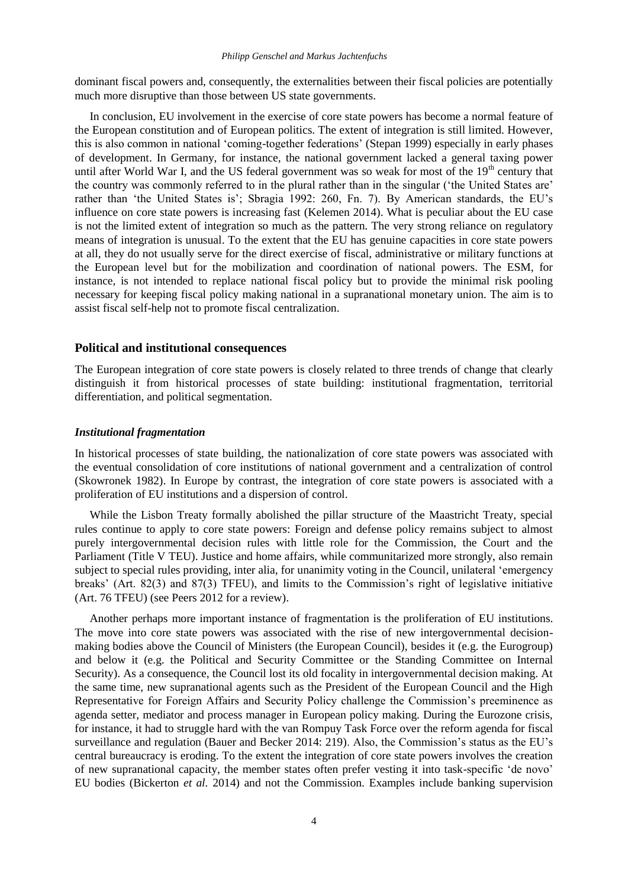dominant fiscal powers and, consequently, the externalities between their fiscal policies are potentially much more disruptive than those between US state governments.

In conclusion, EU involvement in the exercise of core state powers has become a normal feature of the European constitution and of European politics. The extent of integration is still limited. However, this is also common in national 'coming-together federations' (Stepan 1999) especially in early phases of development. In Germany, for instance, the national government lacked a general taxing power until after World War I, and the US federal government was so weak for most of the 19th century that the country was commonly referred to in the plural rather than in the singular ('the United States are' rather than 'the United States is'; Sbragia 1992: 260, Fn. 7). By American standards, the EU's influence on core state powers is increasing fast (Kelemen 2014). What is peculiar about the EU case is not the limited extent of integration so much as the pattern. The very strong reliance on regulatory means of integration is unusual. To the extent that the EU has genuine capacities in core state powers at all, they do not usually serve for the direct exercise of fiscal, administrative or military functions at the European level but for the mobilization and coordination of national powers. The ESM, for instance, is not intended to replace national fiscal policy but to provide the minimal risk pooling necessary for keeping fiscal policy making national in a supranational monetary union. The aim is to assist fiscal self-help not to promote fiscal centralization.

## Political and institutional consequences

The European integration of core state powers is closely related to three trends of change that clearly distinguish it from historical processes of state building: institutional fragmentation, territorial differentiation, and political segmentation.

### *Institutional fragmentation*

In historical processes of state building, the nationalization of core state powers was associated with the eventual consolidation of core institutions of national government and a centralization of control (Skowronek 1982). In Europe by contrast, the integration of core state powers is associated with a proliferation of EU institutions and a dispersion of control.

While the Lisbon Treaty formally abolished the pillar structure of the Maastricht Treaty, special rules continue to apply to core state powers: Foreign and defense policy remains subject to almost purely intergovernmental decision rules with little role for the Commission, the Court and the Parliament (Title V TEU). Justice and home affairs, while communitarized more strongly, also remain subject to special rules providing, inter alia, for unanimity voting in the Council, unilateral 'emergency breaks' (Art. 82(3) and 87(3) TFEU), and limits to the Commission's right of legislative initiative (Art. 76 TFEU) (see Peers 2012 for a review).

Another perhaps more important instance of fragmentation is the proliferation of EU institutions. The move into core state powers was associated with the rise of new intergovernmental decision-making bodies above the Council of Ministers (the European Council), besides it (e.g. the Eurogroup) and below it (e.g. the Political and Security Committee or the Standing Committee on Internal Security). As a consequence, the Council lost its old focality in intergovernmental decision making. At the same time, new supranational agents such as the President of the European Council and the High Representative for Foreign Affairs and Security Policy challenge the Commission's preeminence as agenda setter, mediator and process manager in European policy making. During the Eurozone crisis, for instance, it had to struggle hard with the van Rompuy Task Force over the reform agenda for fiscal surveillance and regulation (Bauer and Becker 2014: 219). Also, the Commission's status as the EU's central bureaucracy is eroding. To the extent the integration of core state powers involves the creation of new supranational capacity, the member states often prefer vesting it into task-specific 'de novo' EU bodies (Bickerton *et al.* 2014) and not the Commission. Examples include banking supervision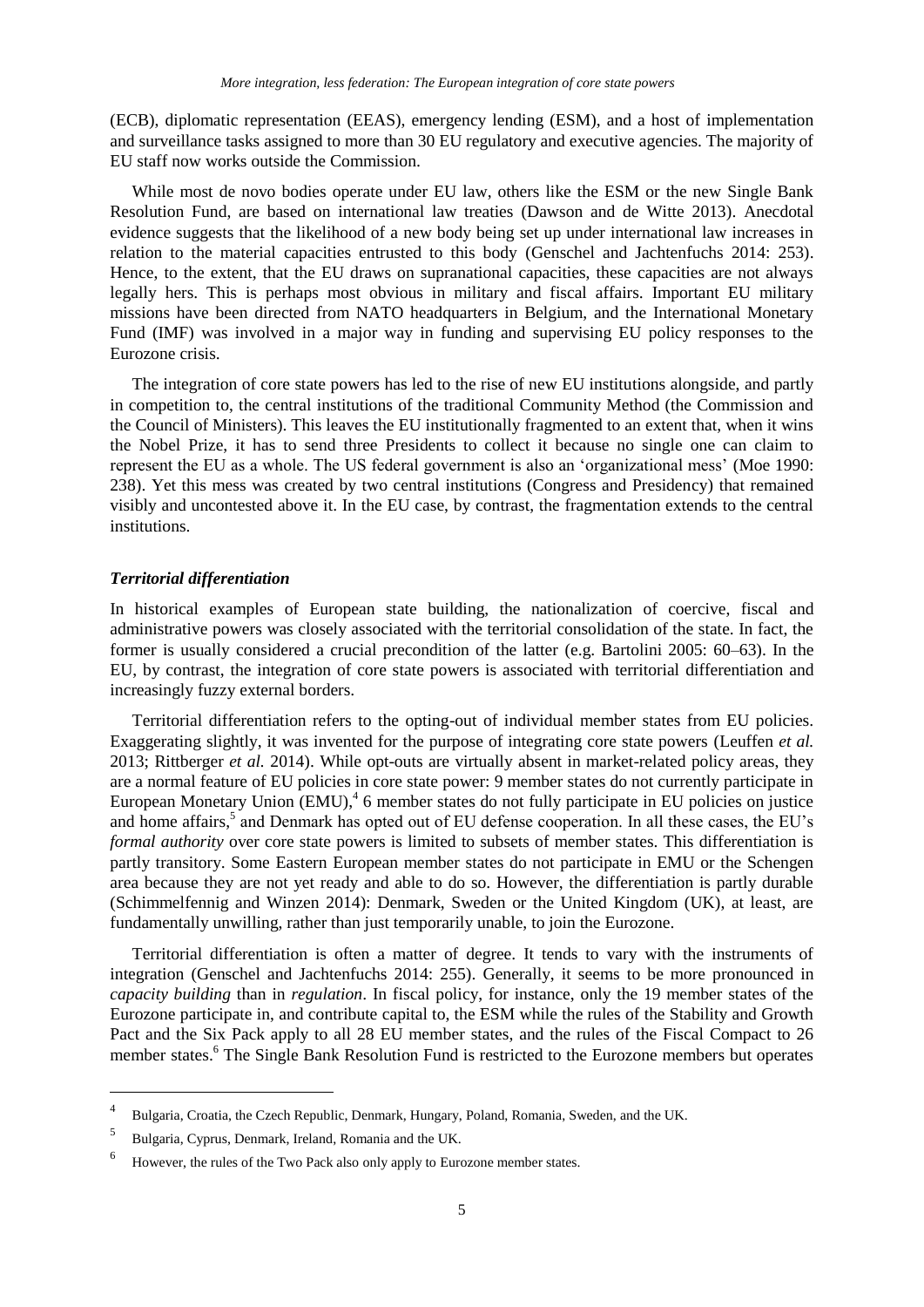(ECB), diplomatic representation (EEAS), emergency lending (ESM), and a host of implementation and surveillance tasks assigned to more than 30 EU regulatory and executive agencies. The majority of EU staff now works outside the Commission.

While most de novo bodies operate under EU law, others like the ESM or the new Single Bank Resolution Fund, are based on international law treaties (Dawson and de Witte 2013). Anecdotal evidence suggests that the likelihood of a new body being set up under international law increases in relation to the material capacities entrusted to this body (Genschel and Jachtenfuchs 2014: 253). Hence, to the extent, that the EU draws on supranational capacities, these capacities are not always legally hers. This is perhaps most obvious in military and fiscal affairs. Important EU military missions have been directed from NATO headquarters in Belgium, and the International Monetary Fund (IMF) was involved in a major way in funding and supervising EU policy responses to the Eurozone crisis.

The integration of core state powers has led to the rise of new EU institutions alongside, and partly in competition to, the central institutions of the traditional Community Method (the Commission and the Council of Ministers). This leaves the EU institutionally fragmented to an extent that, when it wins the Nobel Prize, it has to send three Presidents to collect it because no single one can claim to represent the EU as a whole. The US federal government is also an 'organizational mess' (Moe 1990: 238). Yet this mess was created by two central institutions (Congress and Presidency) that remained visibly and uncontested above it. In the EU case, by contrast, the fragmentation extends to the central institutions.

### *Territorial differentiation*

In historical examples of European state building, the nationalization of coercive, fiscal and administrative powers was closely associated with the territorial consolidation of the state. In fact, the former is usually considered a crucial precondition of the latter (e.g. Bartolini 2005: 60–63). In the EU, by contrast, the integration of core state powers is associated with territorial differentiation and increasingly fuzzy external borders.

Territorial differentiation refers to the opting-out of individual member states from EU policies. Exaggerating slightly, it was invented for the purpose of integrating core state powers (Leuffen *et al.* 2013; Rittberger *et al.* 2014). While opt-outs are virtually absent in market-related policy areas, they are a normal feature of EU policies in core state power: 9 member states do not currently participate in European Monetary Union (EMU),[4] 6 member states do not fully participate in EU policies on justice and home affairs,[5] and Denmark has opted out of EU defense cooperation. In all these cases, the EU's *formal authority* over core state powers is limited to subsets of member states. This differentiation is partly transitory. Some Eastern European member states do not participate in EMU or the Schengen area because they are not yet ready and able to do so. However, the differentiation is partly durable (Schimmelfennig and Winzen 2014): Denmark, Sweden or the United Kingdom (UK), at least, are fundamentally unwilling, rather than just temporarily unable, to join the Eurozone.

Territorial differentiation is often a matter of degree. It tends to vary with the instruments of integration (Genschel and Jachtenfuchs 2014: 255). Generally, it seems to be more pronounced in *capacity building* than in *regulation*. In fiscal policy, for instance, only the 19 member states of the Eurozone participate in, and contribute capital to, the ESM while the rules of the Stability and Growth Pact and the Six Pack apply to all 28 EU member states, and the rules of the Fiscal Compact to 26 member states.[6] The Single Bank Resolution Fund is restricted to the Eurozone members but operates

---

[4] Bulgaria, Croatia, the Czech Republic, Denmark, Hungary, Poland, Romania, Sweden, and the UK.

[5] Bulgaria, Cyprus, Denmark, Ireland, Romania and the UK.

[6] However, the rules of the Two Pack also only apply to Eurozone member states.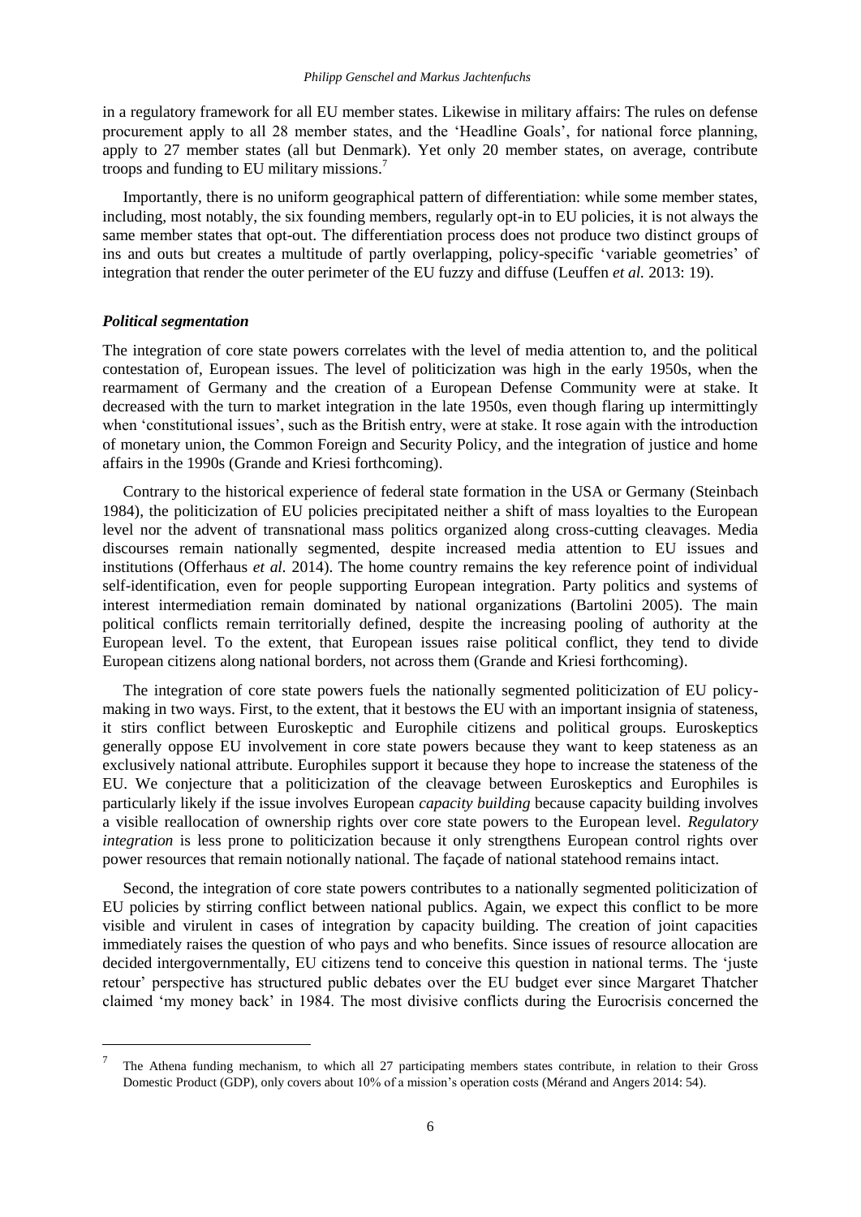in a regulatory framework for all EU member states. Likewise in military affairs: The rules on defense procurement apply to all 28 member states, and the 'Headline Goals', for national force planning, apply to 27 member states (all but Denmark). Yet only 20 member states, on average, contribute troops and funding to EU military missions.[7]

Importantly, there is no uniform geographical pattern of differentiation: while some member states, including, most notably, the six founding members, regularly opt-in to EU policies, it is not always the same member states that opt-out. The differentiation process does not produce two distinct groups of ins and outs but creates a multitude of partly overlapping, policy-specific 'variable geometries' of integration that render the outer perimeter of the EU fuzzy and diffuse (Leuffen *et al.* 2013: 19).

### *Political segmentation*

The integration of core state powers correlates with the level of media attention to, and the political contestation of, European issues. The level of politicization was high in the early 1950s, when the rearmament of Germany and the creation of a European Defense Community were at stake. It decreased with the turn to market integration in the late 1950s, even though flaring up intermittingly when 'constitutional issues', such as the British entry, were at stake. It rose again with the introduction of monetary union, the Common Foreign and Security Policy, and the integration of justice and home affairs in the 1990s (Grande and Kriesi forthcoming).

Contrary to the historical experience of federal state formation in the USA or Germany (Steinbach 1984), the politicization of EU policies precipitated neither a shift of mass loyalties to the European level nor the advent of transnational mass politics organized along cross-cutting cleavages. Media discourses remain nationally segmented, despite increased media attention to EU issues and institutions (Offerhaus *et al.* 2014). The home country remains the key reference point of individual self-identification, even for people supporting European integration. Party politics and systems of interest intermediation remain dominated by national organizations (Bartolini 2005). The main political conflicts remain territorially defined, despite the increasing pooling of authority at the European level. To the extent, that European issues raise political conflict, they tend to divide European citizens along national borders, not across them (Grande and Kriesi forthcoming).

The integration of core state powers fuels the nationally segmented politicization of EU policy-making in two ways. First, to the extent, that it bestows the EU with an important insignia of stateness, it stirs conflict between Euroskeptic and Europhile citizens and political groups. Euroskeptics generally oppose EU involvement in core state powers because they want to keep stateness as an exclusively national attribute. Europhiles support it because they hope to increase the stateness of the EU. We conjecture that a politicization of the cleavage between Euroskeptics and Europhiles is particularly likely if the issue involves European *capacity building* because capacity building involves a visible reallocation of ownership rights over core state powers to the European level. *Regulatory integration* is less prone to politicization because it only strengthens European control rights over power resources that remain notionally national. The façade of national statehood remains intact.

Second, the integration of core state powers contributes to a nationally segmented politicization of EU policies by stirring conflict between national publics. Again, we expect this conflict to be more visible and virulent in cases of integration by capacity building. The creation of joint capacities immediately raises the question of who pays and who benefits. Since issues of resource allocation are decided intergovernmentally, EU citizens tend to conceive this question in national terms. The 'juste retour' perspective has structured public debates over the EU budget ever since Margaret Thatcher claimed 'my money back' in 1984. The most divisive conflicts during the Eurocrisis concerned the

---

[7] The Athena funding mechanism, to which all 27 participating members states contribute, in relation to their Gross Domestic Product (GDP), only covers about 10% of a mission's operation costs (Mérand and Angers 2014: 54).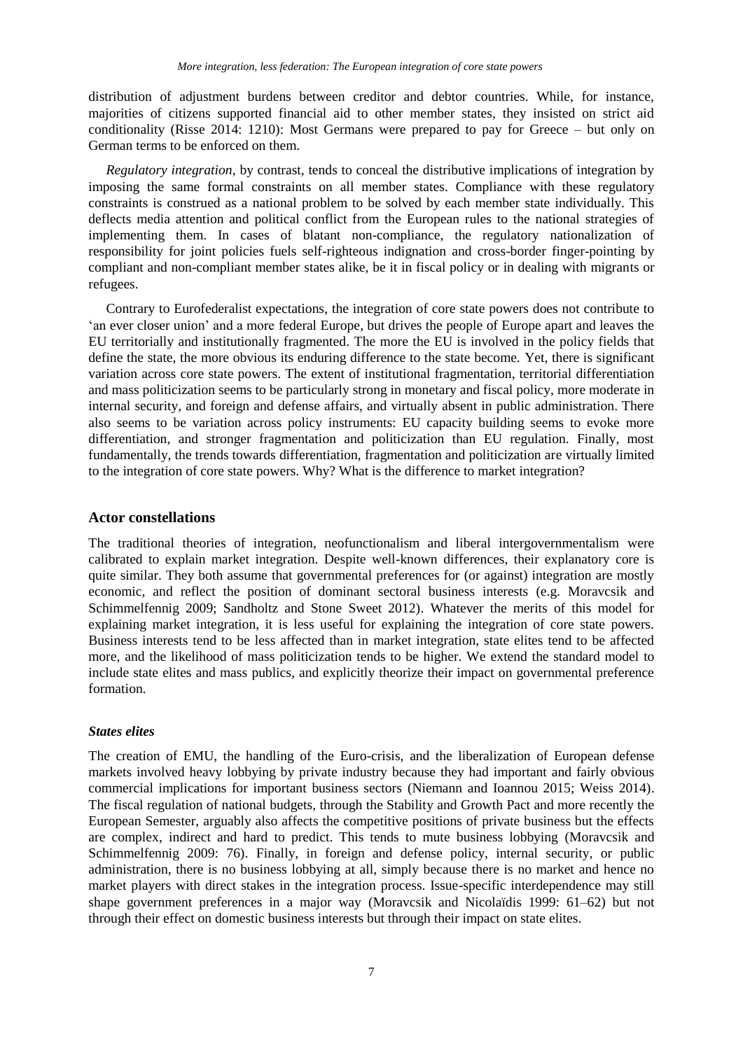distribution of adjustment burdens between creditor and debtor countries. While, for instance, majorities of citizens supported financial aid to other member states, they insisted on strict aid conditionality (Risse 2014: 1210): Most Germans were prepared to pay for Greece – but only on German terms to be enforced on them.

*Regulatory integration*, by contrast, tends to conceal the distributive implications of integration by imposing the same formal constraints on all member states. Compliance with these regulatory constraints is construed as a national problem to be solved by each member state individually. This deflects media attention and political conflict from the European rules to the national strategies of implementing them. In cases of blatant non-compliance, the regulatory nationalization of responsibility for joint policies fuels self-righteous indignation and cross-border finger-pointing by compliant and non-compliant member states alike, be it in fiscal policy or in dealing with migrants or refugees.

Contrary to Eurofederalist expectations, the integration of core state powers does not contribute to 'an ever closer union' and a more federal Europe, but drives the people of Europe apart and leaves the EU territorially and institutionally fragmented. The more the EU is involved in the policy fields that define the state, the more obvious its enduring difference to the state become. Yet, there is significant variation across core state powers. The extent of institutional fragmentation, territorial differentiation and mass politicization seems to be particularly strong in monetary and fiscal policy, more moderate in internal security, and foreign and defense affairs, and virtually absent in public administration. There also seems to be variation across policy instruments: EU capacity building seems to evoke more differentiation, and stronger fragmentation and politicization than EU regulation. Finally, most fundamentally, the trends towards differentiation, fragmentation and politicization are virtually limited to the integration of core state powers. Why? What is the difference to market integration?

## Actor constellations

The traditional theories of integration, neofunctionalism and liberal intergovernmentalism were calibrated to explain market integration. Despite well-known differences, their explanatory core is quite similar. They both assume that governmental preferences for (or against) integration are mostly economic, and reflect the position of dominant sectoral business interests (e.g. Moravcsik and Schimmelfennig 2009; Sandholtz and Stone Sweet 2012). Whatever the merits of this model for explaining market integration, it is less useful for explaining the integration of core state powers. Business interests tend to be less affected than in market integration, state elites tend to be affected more, and the likelihood of mass politicization tends to be higher. We extend the standard model to include state elites and mass publics, and explicitly theorize their impact on governmental preference formation.

### *States elites*

The creation of EMU, the handling of the Euro-crisis, and the liberalization of European defense markets involved heavy lobbying by private industry because they had important and fairly obvious commercial implications for important business sectors (Niemann and Ioannou 2015; Weiss 2014). The fiscal regulation of national budgets, through the Stability and Growth Pact and more recently the European Semester, arguably also affects the competitive positions of private business but the effects are complex, indirect and hard to predict. This tends to mute business lobbying (Moravcsik and Schimmelfennig 2009: 76). Finally, in foreign and defense policy, internal security, or public administration, there is no business lobbying at all, simply because there is no market and hence no market players with direct stakes in the integration process. Issue-specific interdependence may still shape government preferences in a major way (Moravcsik and Nicolaïdis 1999: 61–62) but not through their effect on domestic business interests but through their impact on state elites.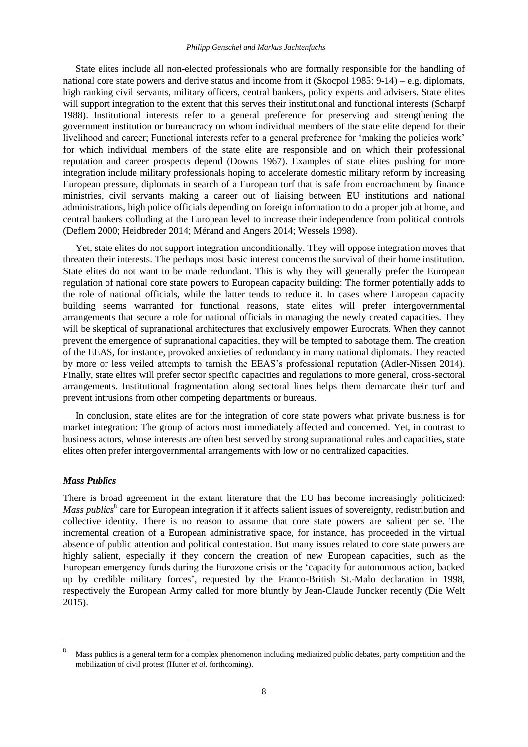State elites include all non-elected professionals who are formally responsible for the handling of national core state powers and derive status and income from it (Skocpol 1985: 9-14) – e.g. diplomats, high ranking civil servants, military officers, central bankers, policy experts and advisers. State elites will support integration to the extent that this serves their institutional and functional interests (Scharpf 1988). Institutional interests refer to a general preference for preserving and strengthening the government institution or bureaucracy on whom individual members of the state elite depend for their livelihood and career; Functional interests refer to a general preference for 'making the policies work' for which individual members of the state elite are responsible and on which their professional reputation and career prospects depend (Downs 1967). Examples of state elites pushing for more integration include military professionals hoping to accelerate domestic military reform by increasing European pressure, diplomats in search of a European turf that is safe from encroachment by finance ministries, civil servants making a career out of liaising between EU institutions and national administrations, high police officials depending on foreign information to do a proper job at home, and central bankers colluding at the European level to increase their independence from political controls (Deflem 2000; Heidbreder 2014; Mérand and Angers 2014; Wessels 1998).

Yet, state elites do not support integration unconditionally. They will oppose integration moves that threaten their interests. The perhaps most basic interest concerns the survival of their home institution. State elites do not want to be made redundant. This is why they will generally prefer the European regulation of national core state powers to European capacity building: The former potentially adds to the role of national officials, while the latter tends to reduce it. In cases where European capacity building seems warranted for functional reasons, state elites will prefer intergovernmental arrangements that secure a role for national officials in managing the newly created capacities. They will be skeptical of supranational architectures that exclusively empower Eurocrats. When they cannot prevent the emergence of supranational capacities, they will be tempted to sabotage them. The creation of the EEAS, for instance, provoked anxieties of redundancy in many national diplomats. They reacted by more or less veiled attempts to tarnish the EEAS's professional reputation (Adler-Nissen 2014). Finally, state elites will prefer sector specific capacities and regulations to more general, cross-sectoral arrangements. Institutional fragmentation along sectoral lines helps them demarcate their turf and prevent intrusions from other competing departments or bureaus.

In conclusion, state elites are for the integration of core state powers what private business is for market integration: The group of actors most immediately affected and concerned. Yet, in contrast to business actors, whose interests are often best served by strong supranational rules and capacities, state elites often prefer intergovernmental arrangements with low or no centralized capacities.

### *Mass Publics*

There is broad agreement in the extant literature that the EU has become increasingly politicized: *Mass publics*[8] care for European integration if it affects salient issues of sovereignty, redistribution and collective identity. There is no reason to assume that core state powers are salient per se. The incremental creation of a European administrative space, for instance, has proceeded in the virtual absence of public attention and political contestation. But many issues related to core state powers are highly salient, especially if they concern the creation of new European capacities, such as the European emergency funds during the Eurozone crisis or the 'capacity for autonomous action, backed up by credible military forces', requested by the Franco-British St.-Malo declaration in 1998, respectively the European Army called for more bluntly by Jean-Claude Juncker recently (Die Welt 2015).

[8] Mass publics is a general term for a complex phenomenon including mediatized public debates, party competition and the mobilization of civil protest (Hutter *et al.* forthcoming).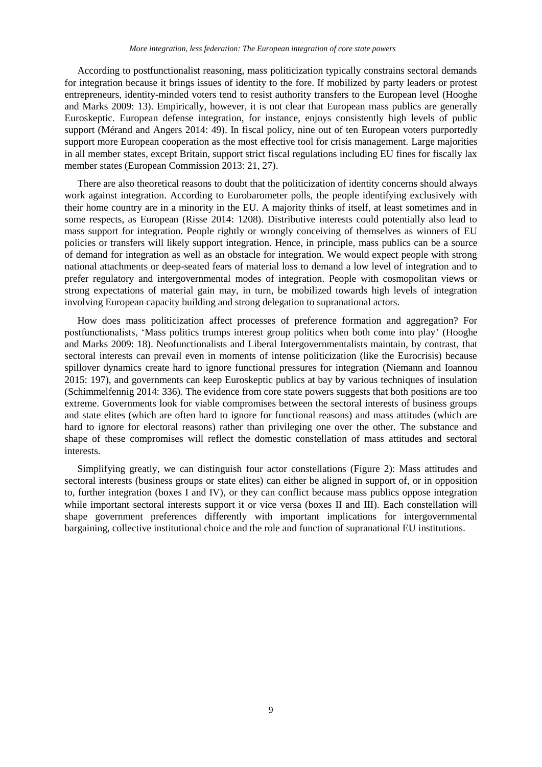According to postfunctionalist reasoning, mass politicization typically constrains sectoral demands for integration because it brings issues of identity to the fore. If mobilized by party leaders or protest entrepreneurs, identity-minded voters tend to resist authority transfers to the European level (Hooghe and Marks 2009: 13). Empirically, however, it is not clear that European mass publics are generally Euroskeptic. European defense integration, for instance, enjoys consistently high levels of public support (Mérand and Angers 2014: 49). In fiscal policy, nine out of ten European voters purportedly support more European cooperation as the most effective tool for crisis management. Large majorities in all member states, except Britain, support strict fiscal regulations including EU fines for fiscally lax member states (European Commission 2013: 21, 27).

There are also theoretical reasons to doubt that the politicization of identity concerns should always work against integration. According to Eurobarometer polls, the people identifying exclusively with their home country are in a minority in the EU. A majority thinks of itself, at least sometimes and in some respects, as European (Risse 2014: 1208). Distributive interests could potentially also lead to mass support for integration. People rightly or wrongly conceiving of themselves as winners of EU policies or transfers will likely support integration. Hence, in principle, mass publics can be a source of demand for integration as well as an obstacle for integration. We would expect people with strong national attachments or deep-seated fears of material loss to demand a low level of integration and to prefer regulatory and intergovernmental modes of integration. People with cosmopolitan views or strong expectations of material gain may, in turn, be mobilized towards high levels of integration involving European capacity building and strong delegation to supranational actors.

How does mass politicization affect processes of preference formation and aggregation? For postfunctionalists, 'Mass politics trumps interest group politics when both come into play' (Hooghe and Marks 2009: 18). Neofunctionalists and Liberal Intergovernmentalists maintain, by contrast, that sectoral interests can prevail even in moments of intense politicization (like the Eurocrisis) because spillover dynamics create hard to ignore functional pressures for integration (Niemann and Ioannou 2015: 197), and governments can keep Euroskeptic publics at bay by various techniques of insulation (Schimmelfennig 2014: 336). The evidence from core state powers suggests that both positions are too extreme. Governments look for viable compromises between the sectoral interests of business groups and state elites (which are often hard to ignore for functional reasons) and mass attitudes (which are hard to ignore for electoral reasons) rather than privileging one over the other. The substance and shape of these compromises will reflect the domestic constellation of mass attitudes and sectoral interests.

Simplifying greatly, we can distinguish four actor constellations (Figure 2): Mass attitudes and sectoral interests (business groups or state elites) can either be aligned in support of, or in opposition to, further integration (boxes I and IV), or they can conflict because mass publics oppose integration while important sectoral interests support it or vice versa (boxes II and III). Each constellation will shape government preferences differently with important implications for intergovernmental bargaining, collective institutional choice and the role and function of supranational EU institutions.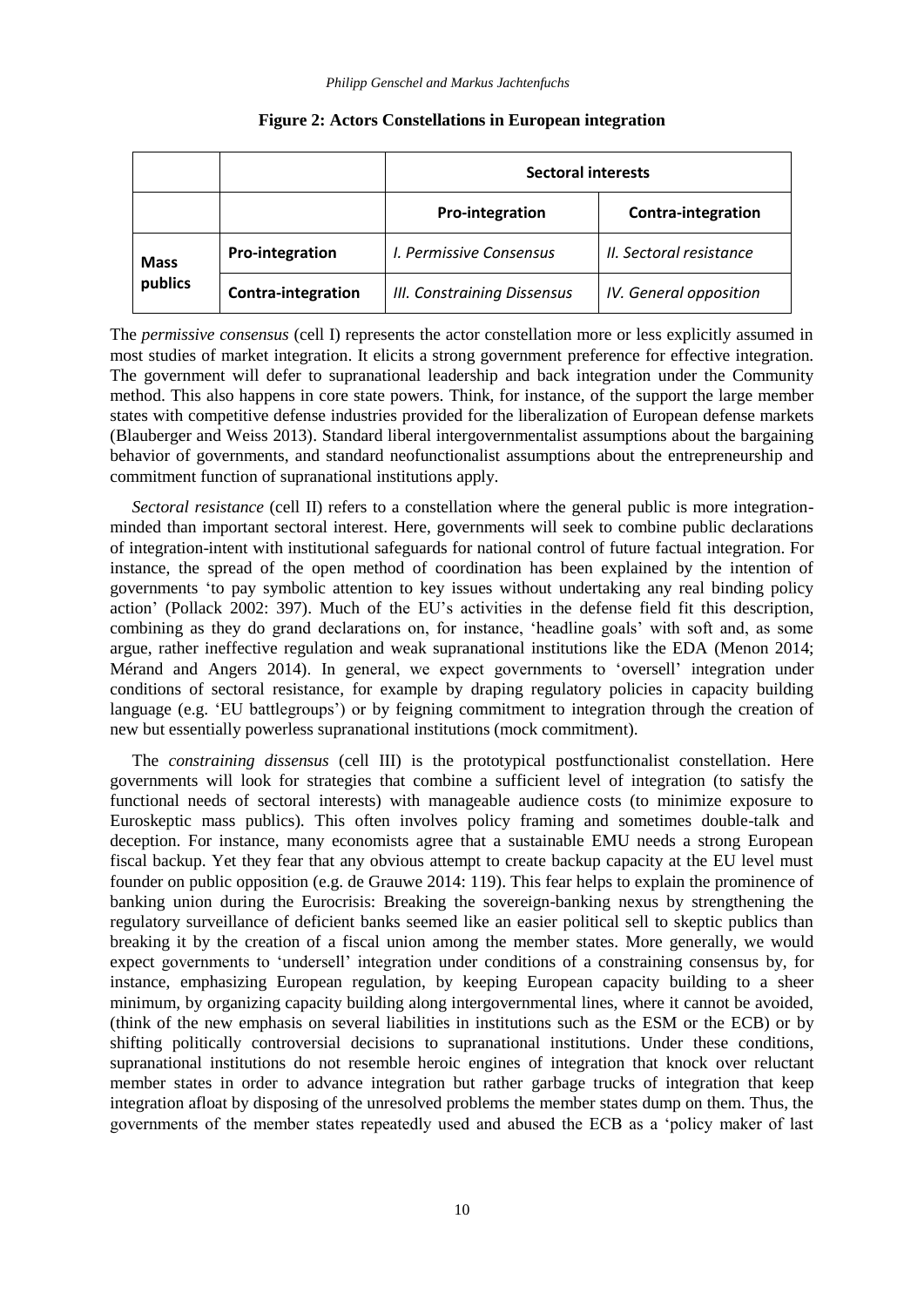**Figure 2: Actors Constellations in European integration**

| | | Sectoral interests | |
|---|---|---|---|
| | | **Pro-integration** | **Contra-integration** |
| **Mass publics** | **Pro-integration** | *I. Permissive Consensus* | *II. Sectoral resistance* |
| | **Contra-integration** | *III. Constraining Dissensus* | *IV. General opposition* |

The *permissive consensus* (cell I) represents the actor constellation more or less explicitly assumed in most studies of market integration. It elicits a strong government preference for effective integration. The government will defer to supranational leadership and back integration under the Community method. This also happens in core state powers. Think, for instance, of the support the large member states with competitive defense industries provided for the liberalization of European defense markets (Blauberger and Weiss 2013). Standard liberal intergovernmentalist assumptions about the bargaining behavior of governments, and standard neofunctionalist assumptions about the entrepreneurship and commitment function of supranational institutions apply.

*Sectoral resistance* (cell II) refers to a constellation where the general public is more integration-minded than important sectoral interest. Here, governments will seek to combine public declarations of integration-intent with institutional safeguards for national control of future factual integration. For instance, the spread of the open method of coordination has been explained by the intention of governments 'to pay symbolic attention to key issues without undertaking any real binding policy action' (Pollack 2002: 397). Much of the EU's activities in the defense field fit this description, combining as they do grand declarations on, for instance, 'headline goals' with soft and, as some argue, rather ineffective regulation and weak supranational institutions like the EDA (Menon 2014; Mérand and Angers 2014). In general, we expect governments to 'oversell' integration under conditions of sectoral resistance, for example by draping regulatory policies in capacity building language (e.g. 'EU battlegroups') or by feigning commitment to integration through the creation of new but essentially powerless supranational institutions (mock commitment).

The *constraining dissensus* (cell III) is the prototypical postfunctionalist constellation. Here governments will look for strategies that combine a sufficient level of integration (to satisfy the functional needs of sectoral interests) with manageable audience costs (to minimize exposure to Euroskeptic mass publics). This often involves policy framing and sometimes double-talk and deception. For instance, many economists agree that a sustainable EMU needs a strong European fiscal backup. Yet they fear that any obvious attempt to create backup capacity at the EU level must founder on public opposition (e.g. de Grauwe 2014: 119). This fear helps to explain the prominence of banking union during the Eurocrisis: Breaking the sovereign-banking nexus by strengthening the regulatory surveillance of deficient banks seemed like an easier political sell to skeptic publics than breaking it by the creation of a fiscal union among the member states. More generally, we would expect governments to 'undersell' integration under conditions of a constraining consensus by, for instance, emphasizing European regulation, by keeping European capacity building to a sheer minimum, by organizing capacity building along intergovernmental lines, where it cannot be avoided, (think of the new emphasis on several liabilities in institutions such as the ESM or the ECB) or by shifting politically controversial decisions to supranational institutions. Under these conditions, supranational institutions do not resemble heroic engines of integration that knock over reluctant member states in order to advance integration but rather garbage trucks of integration that keep integration afloat by disposing of the unresolved problems the member states dump on them. Thus, the governments of the member states repeatedly used and abused the ECB as a 'policy maker of last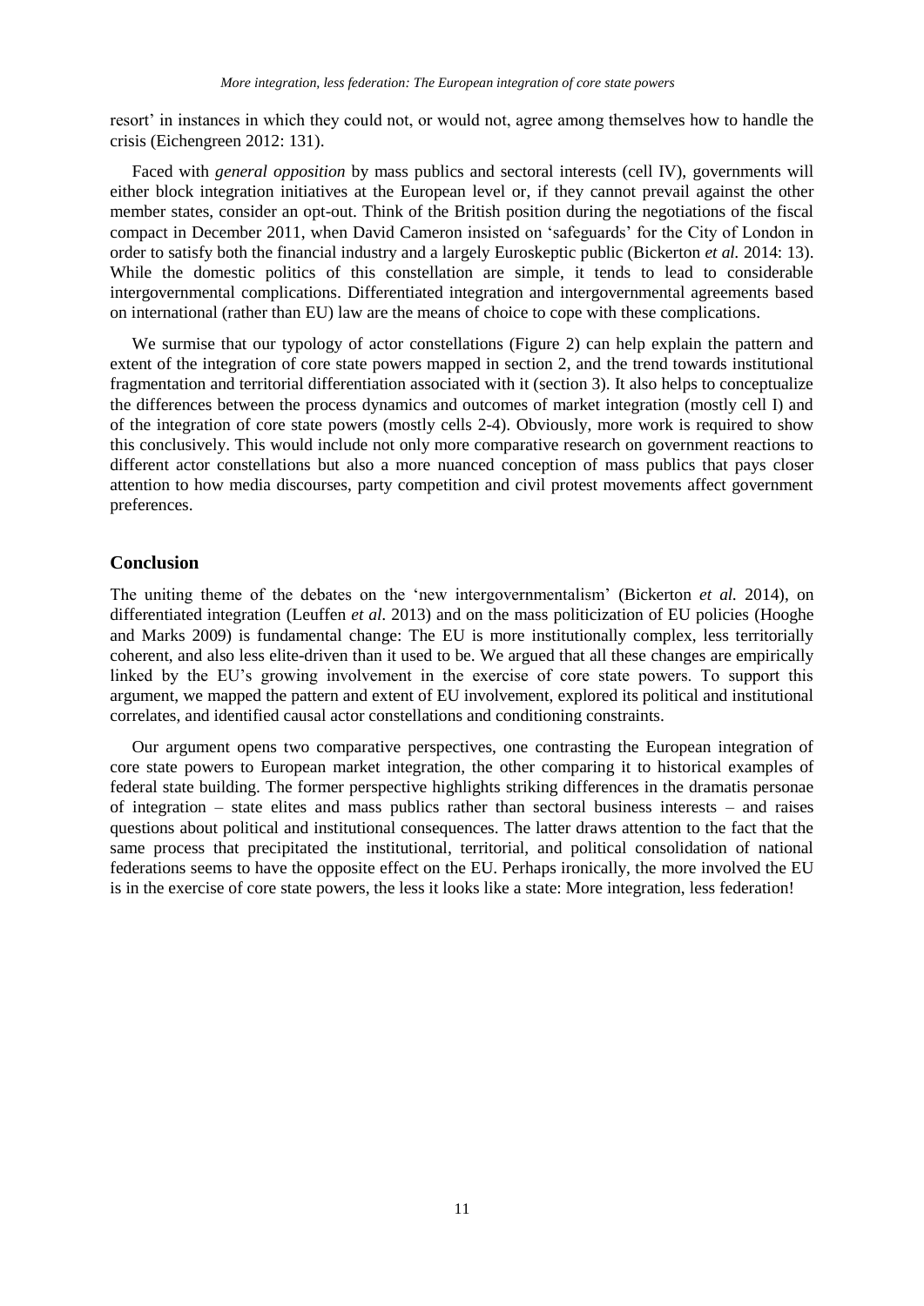resort' in instances in which they could not, or would not, agree among themselves how to handle the crisis (Eichengreen 2012: 131).

Faced with *general opposition* by mass publics and sectoral interests (cell IV), governments will either block integration initiatives at the European level or, if they cannot prevail against the other member states, consider an opt-out. Think of the British position during the negotiations of the fiscal compact in December 2011, when David Cameron insisted on 'safeguards' for the City of London in order to satisfy both the financial industry and a largely Euroskeptic public (Bickerton *et al.* 2014: 13). While the domestic politics of this constellation are simple, it tends to lead to considerable intergovernmental complications. Differentiated integration and intergovernmental agreements based on international (rather than EU) law are the means of choice to cope with these complications.

We surmise that our typology of actor constellations (Figure 2) can help explain the pattern and extent of the integration of core state powers mapped in section 2, and the trend towards institutional fragmentation and territorial differentiation associated with it (section 3). It also helps to conceptualize the differences between the process dynamics and outcomes of market integration (mostly cell I) and of the integration of core state powers (mostly cells 2-4). Obviously, more work is required to show this conclusively. This would include not only more comparative research on government reactions to different actor constellations but also a more nuanced conception of mass publics that pays closer attention to how media discourses, party competition and civil protest movements affect government preferences.

## Conclusion

The uniting theme of the debates on the 'new intergovernmentalism' (Bickerton *et al.* 2014), on differentiated integration (Leuffen *et al.* 2013) and on the mass politicization of EU policies (Hooghe and Marks 2009) is fundamental change: The EU is more institutionally complex, less territorially coherent, and also less elite-driven than it used to be. We argued that all these changes are empirically linked by the EU's growing involvement in the exercise of core state powers. To support this argument, we mapped the pattern and extent of EU involvement, explored its political and institutional correlates, and identified causal actor constellations and conditioning constraints.

Our argument opens two comparative perspectives, one contrasting the European integration of core state powers to European market integration, the other comparing it to historical examples of federal state building. The former perspective highlights striking differences in the dramatis personae of integration – state elites and mass publics rather than sectoral business interests – and raises questions about political and institutional consequences. The latter draws attention to the fact that the same process that precipitated the institutional, territorial, and political consolidation of national federations seems to have the opposite effect on the EU. Perhaps ironically, the more involved the EU is in the exercise of core state powers, the less it looks like a state: More integration, less federation!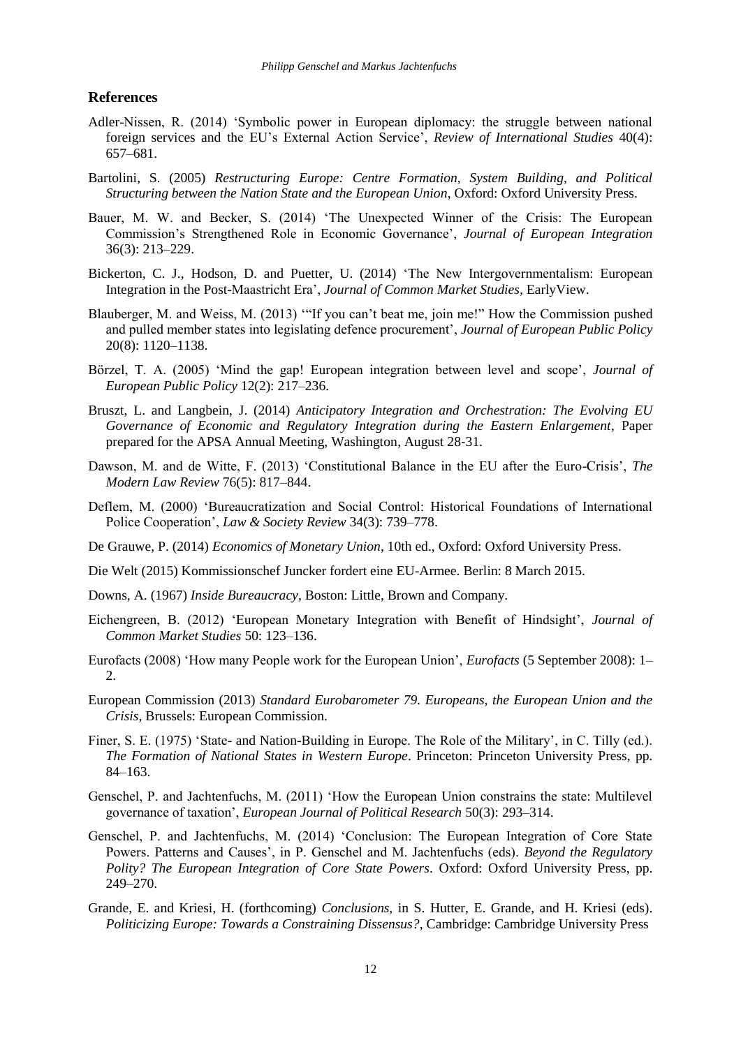## References

Adler-Nissen, R. (2014) 'Symbolic power in European diplomacy: the struggle between national foreign services and the EU's External Action Service', *Review of International Studies* 40(4): 657–681.

Bartolini, S. (2005) *Restructuring Europe: Centre Formation, System Building, and Political Structuring between the Nation State and the European Union*, Oxford: Oxford University Press.

Bauer, M. W. and Becker, S. (2014) 'The Unexpected Winner of the Crisis: The European Commission's Strengthened Role in Economic Governance', *Journal of European Integration* 36(3): 213–229.

Bickerton, C. J., Hodson, D. and Puetter, U. (2014) 'The New Intergovernmentalism: European Integration in the Post-Maastricht Era', *Journal of Common Market Studies*, EarlyView.

Blauberger, M. and Weiss, M. (2013) '"If you can't beat me, join me!" How the Commission pushed and pulled member states into legislating defence procurement', *Journal of European Public Policy* 20(8): 1120–1138.

Börzel, T. A. (2005) 'Mind the gap! European integration between level and scope', *Journal of European Public Policy* 12(2): 217–236.

Bruszt, L. and Langbein, J. (2014) *Anticipatory Integration and Orchestration: The Evolving EU Governance of Economic and Regulatory Integration during the Eastern Enlargement*, Paper prepared for the APSA Annual Meeting, Washington, August 28-31.

Dawson, M. and de Witte, F. (2013) 'Constitutional Balance in the EU after the Euro-Crisis', *The Modern Law Review* 76(5): 817–844.

Deflem, M. (2000) 'Bureaucratization and Social Control: Historical Foundations of International Police Cooperation', *Law & Society Review* 34(3): 739–778.

De Grauwe, P. (2014) *Economics of Monetary Union*, 10th ed., Oxford: Oxford University Press.

Die Welt (2015) Kommissionschef Juncker fordert eine EU-Armee. Berlin: 8 March 2015.

Downs, A. (1967) *Inside Bureaucracy*, Boston: Little, Brown and Company.

Eichengreen, B. (2012) 'European Monetary Integration with Benefit of Hindsight', *Journal of Common Market Studies* 50: 123–136.

Eurofacts (2008) 'How many People work for the European Union', *Eurofacts* (5 September 2008): 1–2.

European Commission (2013) *Standard Eurobarometer 79. Europeans, the European Union and the Crisis*, Brussels: European Commission.

Finer, S. E. (1975) 'State- and Nation-Building in Europe. The Role of the Military', in C. Tilly (ed.). *The Formation of National States in Western Europe*. Princeton: Princeton University Press, pp. 84–163.

Genschel, P. and Jachtenfuchs, M. (2011) 'How the European Union constrains the state: Multilevel governance of taxation', *European Journal of Political Research* 50(3): 293–314.

Genschel, P. and Jachtenfuchs, M. (2014) 'Conclusion: The European Integration of Core State Powers. Patterns and Causes', in P. Genschel and M. Jachtenfuchs (eds). *Beyond the Regulatory Polity? The European Integration of Core State Powers*. Oxford: Oxford University Press, pp. 249–270.

Grande, E. and Kriesi, H. (forthcoming) *Conclusions*, in S. Hutter, E. Grande, and H. Kriesi (eds). *Politicizing Europe: Towards a Constraining Dissensus?*, Cambridge: Cambridge University Press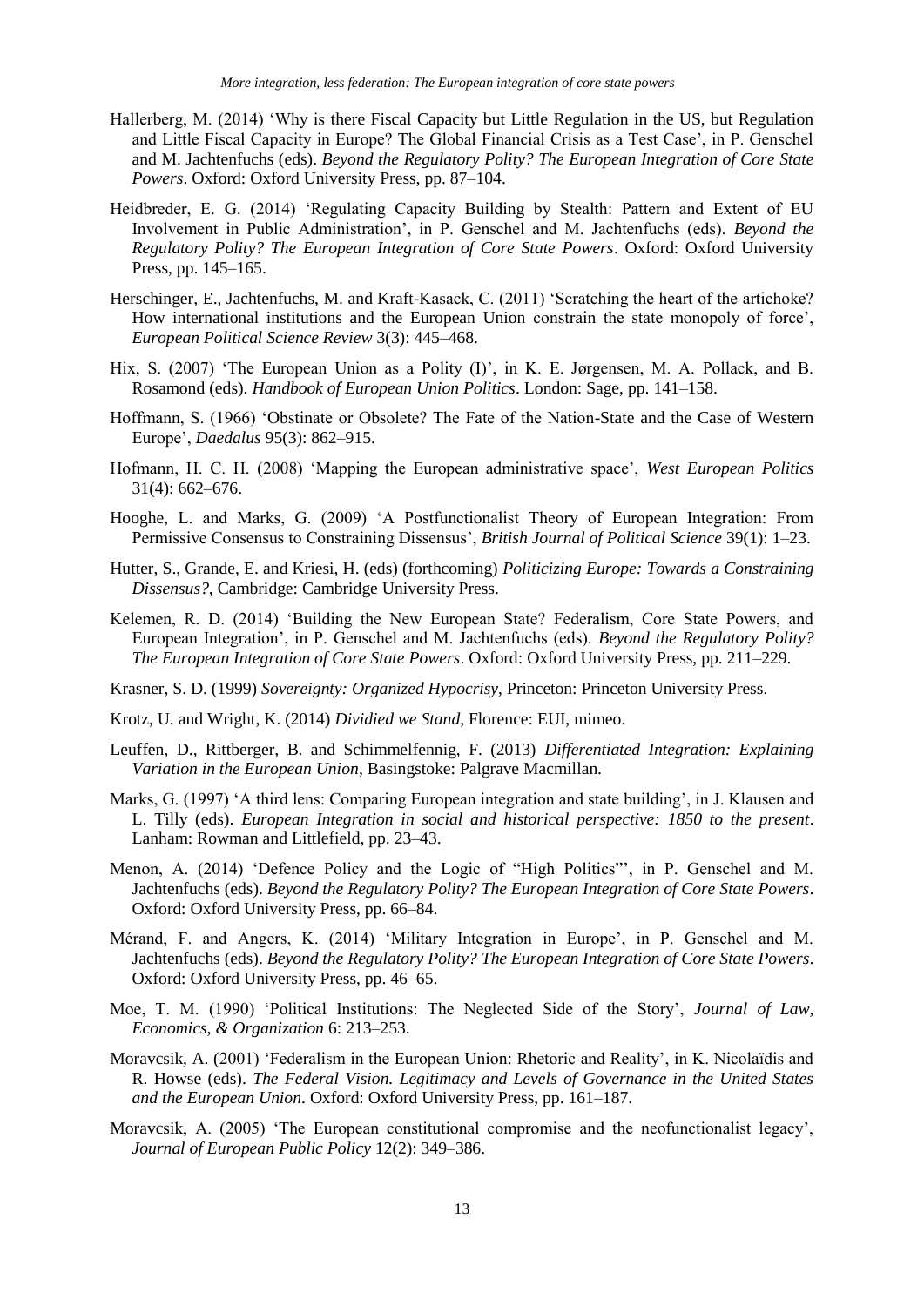Hallerberg, M. (2014) 'Why is there Fiscal Capacity but Little Regulation in the US, but Regulation and Little Fiscal Capacity in Europe? The Global Financial Crisis as a Test Case', in P. Genschel and M. Jachtenfuchs (eds). *Beyond the Regulatory Polity? The European Integration of Core State Powers*. Oxford: Oxford University Press, pp. 87–104.

Heidbreder, E. G. (2014) 'Regulating Capacity Building by Stealth: Pattern and Extent of EU Involvement in Public Administration', in P. Genschel and M. Jachtenfuchs (eds). *Beyond the Regulatory Polity? The European Integration of Core State Powers*. Oxford: Oxford University Press, pp. 145–165.

Herschinger, E., Jachtenfuchs, M. and Kraft-Kasack, C. (2011) 'Scratching the heart of the artichoke? How international institutions and the European Union constrain the state monopoly of force', *European Political Science Review* 3(3): 445–468.

Hix, S. (2007) 'The European Union as a Polity (I)', in K. E. Jørgensen, M. A. Pollack, and B. Rosamond (eds). *Handbook of European Union Politics*. London: Sage, pp. 141–158.

Hoffmann, S. (1966) 'Obstinate or Obsolete? The Fate of the Nation-State and the Case of Western Europe', *Daedalus* 95(3): 862–915.

Hofmann, H. C. H. (2008) 'Mapping the European administrative space', *West European Politics* 31(4): 662–676.

Hooghe, L. and Marks, G. (2009) 'A Postfunctionalist Theory of European Integration: From Permissive Consensus to Constraining Dissensus', *British Journal of Political Science* 39(1): 1–23.

Hutter, S., Grande, E. and Kriesi, H. (eds) (forthcoming) *Politicizing Europe: Towards a Constraining Dissensus?*, Cambridge: Cambridge University Press.

Kelemen, R. D. (2014) 'Building the New European State? Federalism, Core State Powers, and European Integration', in P. Genschel and M. Jachtenfuchs (eds). *Beyond the Regulatory Polity? The European Integration of Core State Powers*. Oxford: Oxford University Press, pp. 211–229.

Krasner, S. D. (1999) *Sovereignty: Organized Hypocrisy*, Princeton: Princeton University Press.

Krotz, U. and Wright, K. (2014) *Dividied we Stand*, Florence: EUI, mimeo.

Leuffen, D., Rittberger, B. and Schimmelfennig, F. (2013) *Differentiated Integration: Explaining Variation in the European Union*, Basingstoke: Palgrave Macmillan.

Marks, G. (1997) 'A third lens: Comparing European integration and state building', in J. Klausen and L. Tilly (eds). *European Integration in social and historical perspective: 1850 to the present*. Lanham: Rowman and Littlefield, pp. 23–43.

Menon, A. (2014) 'Defence Policy and the Logic of "High Politics"', in P. Genschel and M. Jachtenfuchs (eds). *Beyond the Regulatory Polity? The European Integration of Core State Powers*. Oxford: Oxford University Press, pp. 66–84.

Mérand, F. and Angers, K. (2014) 'Military Integration in Europe', in P. Genschel and M. Jachtenfuchs (eds). *Beyond the Regulatory Polity? The European Integration of Core State Powers*. Oxford: Oxford University Press, pp. 46–65.

Moe, T. M. (1990) 'Political Institutions: The Neglected Side of the Story', *Journal of Law, Economics, & Organization* 6: 213–253.

Moravcsik, A. (2001) 'Federalism in the European Union: Rhetoric and Reality', in K. Nicolaïdis and R. Howse (eds). *The Federal Vision. Legitimacy and Levels of Governance in the United States and the European Union*. Oxford: Oxford University Press, pp. 161–187.

Moravcsik, A. (2005) 'The European constitutional compromise and the neofunctionalist legacy', *Journal of European Public Policy* 12(2): 349–386.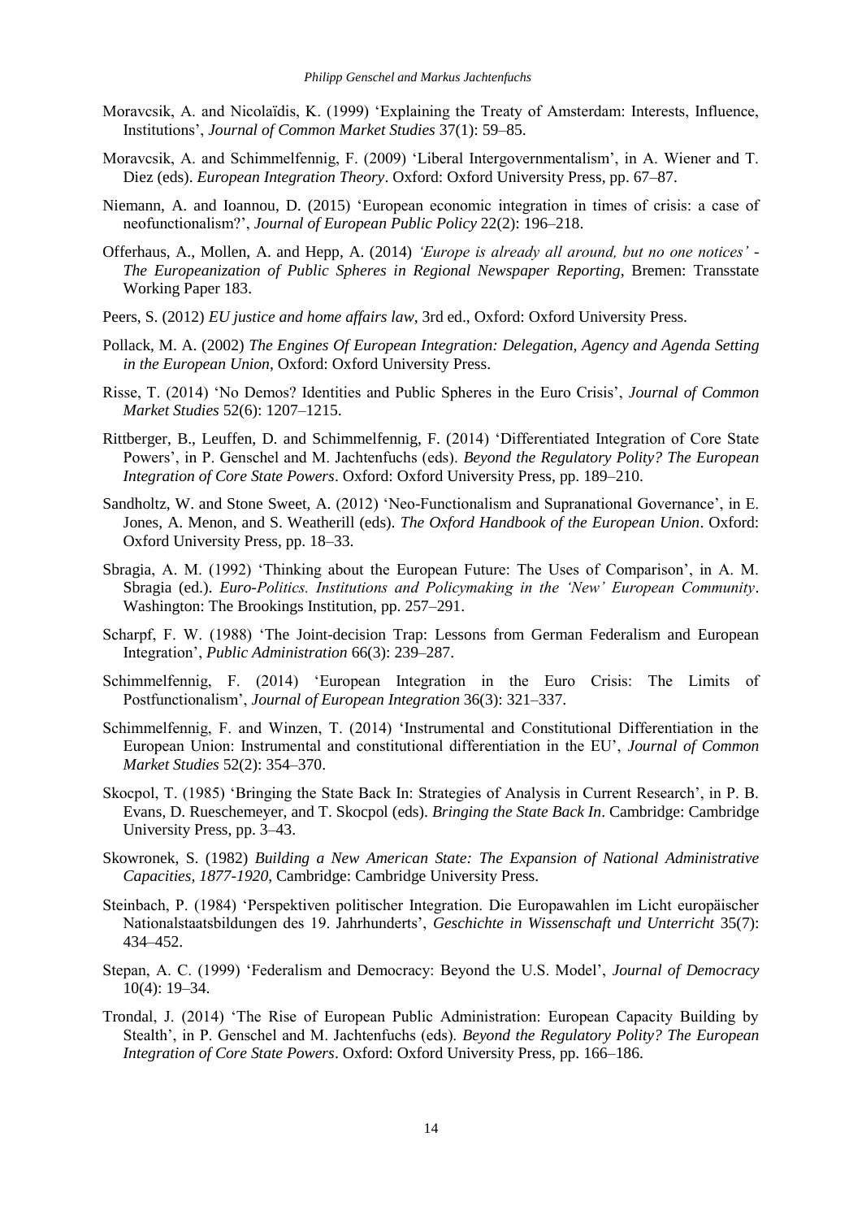Moravcsik, A. and Nicolaïdis, K. (1999) 'Explaining the Treaty of Amsterdam: Interests, Influence, Institutions', *Journal of Common Market Studies* 37(1): 59–85.

Moravcsik, A. and Schimmelfennig, F. (2009) 'Liberal Intergovernmentalism', in A. Wiener and T. Diez (eds). *European Integration Theory*. Oxford: Oxford University Press, pp. 67–87.

Niemann, A. and Ioannou, D. (2015) 'European economic integration in times of crisis: a case of neofunctionalism?', *Journal of European Public Policy* 22(2): 196–218.

Offerhaus, A., Mollen, A. and Hepp, A. (2014) *'Europe is already all around, but no one notices' - The Europeanization of Public Spheres in Regional Newspaper Reporting*, Bremen: Transstate Working Paper 183.

Peers, S. (2012) *EU justice and home affairs law*, 3rd ed., Oxford: Oxford University Press.

Pollack, M. A. (2002) *The Engines Of European Integration: Delegation, Agency and Agenda Setting in the European Union*, Oxford: Oxford University Press.

Risse, T. (2014) 'No Demos? Identities and Public Spheres in the Euro Crisis', *Journal of Common Market Studies* 52(6): 1207–1215.

Rittberger, B., Leuffen, D. and Schimmelfennig, F. (2014) 'Differentiated Integration of Core State Powers', in P. Genschel and M. Jachtenfuchs (eds). *Beyond the Regulatory Polity? The European Integration of Core State Powers*. Oxford: Oxford University Press, pp. 189–210.

Sandholtz, W. and Stone Sweet, A. (2012) 'Neo-Functionalism and Supranational Governance', in E. Jones, A. Menon, and S. Weatherill (eds). *The Oxford Handbook of the European Union*. Oxford: Oxford University Press, pp. 18–33.

Sbragia, A. M. (1992) 'Thinking about the European Future: The Uses of Comparison', in A. M. Sbragia (ed.). *Euro-Politics. Institutions and Policymaking in the 'New' European Community*. Washington: The Brookings Institution, pp. 257–291.

Scharpf, F. W. (1988) 'The Joint-decision Trap: Lessons from German Federalism and European Integration', *Public Administration* 66(3): 239–287.

Schimmelfennig, F. (2014) 'European Integration in the Euro Crisis: The Limits of Postfunctionalism', *Journal of European Integration* 36(3): 321–337.

Schimmelfennig, F. and Winzen, T. (2014) 'Instrumental and Constitutional Differentiation in the European Union: Instrumental and constitutional differentiation in the EU', *Journal of Common Market Studies* 52(2): 354–370.

Skocpol, T. (1985) 'Bringing the State Back In: Strategies of Analysis in Current Research', in P. B. Evans, D. Rueschemeyer, and T. Skocpol (eds). *Bringing the State Back In*. Cambridge: Cambridge University Press, pp. 3–43.

Skowronek, S. (1982) *Building a New American State: The Expansion of National Administrative Capacities, 1877-1920*, Cambridge: Cambridge University Press.

Steinbach, P. (1984) 'Perspektiven politischer Integration. Die Europawahlen im Licht europäischer Nationalstaatsbildungen des 19. Jahrhunderts', *Geschichte in Wissenschaft und Unterricht* 35(7): 434–452.

Stepan, A. C. (1999) 'Federalism and Democracy: Beyond the U.S. Model', *Journal of Democracy* 10(4): 19–34.

Trondal, J. (2014) 'The Rise of European Public Administration: European Capacity Building by Stealth', in P. Genschel and M. Jachtenfuchs (eds). *Beyond the Regulatory Polity? The European Integration of Core State Powers*. Oxford: Oxford University Press, pp. 166–186.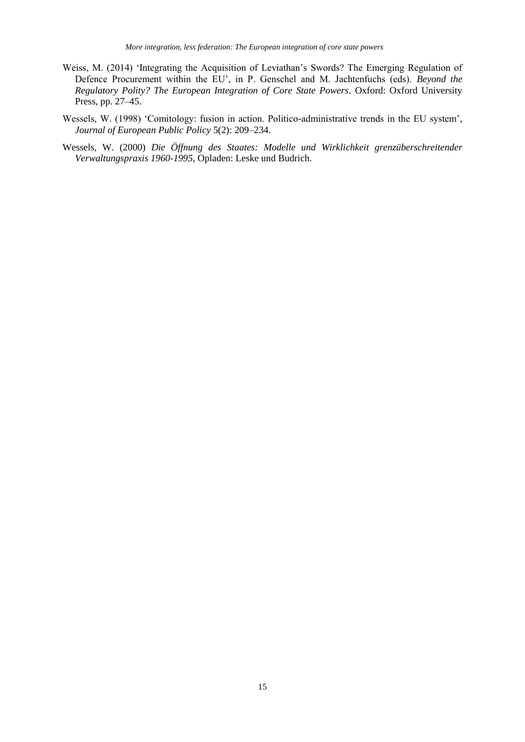Weiss, M. (2014) 'Integrating the Acquisition of Leviathan's Swords? The Emerging Regulation of Defence Procurement within the EU', in P. Genschel and M. Jachtenfuchs (eds). *Beyond the Regulatory Polity? The European Integration of Core State Powers*. Oxford: Oxford University Press, pp. 27–45.

Wessels, W. (1998) 'Comitology: fusion in action. Politico-administrative trends in the EU system', *Journal of European Public Policy* 5(2): 209–234.

Wessels, W. (2000) *Die Öffnung des Staates: Modelle und Wirklichkeit grenzüberschreitender Verwaltungspraxis 1960-1995*, Opladen: Leske und Budrich.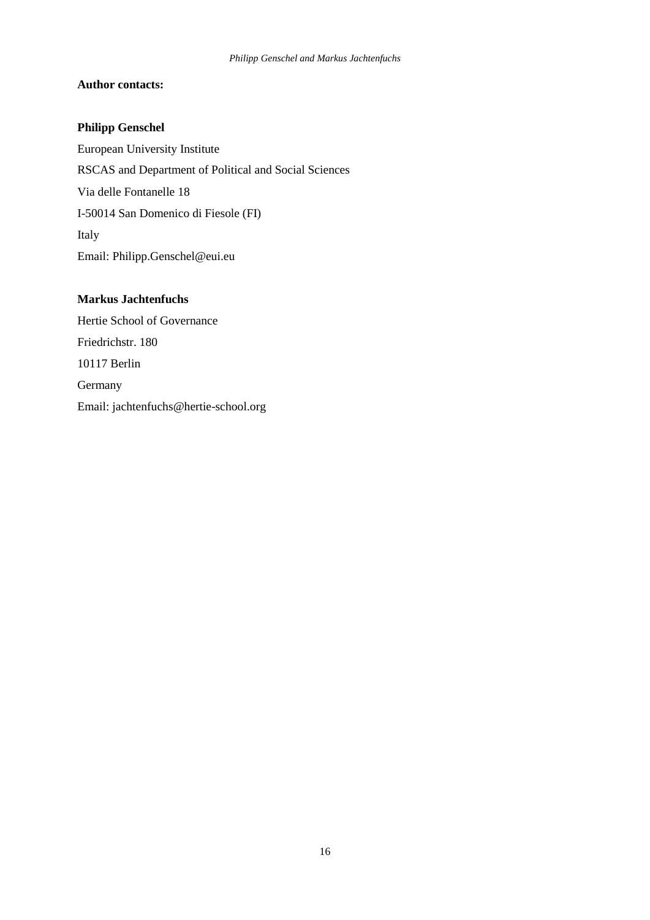**Author contacts:**

**Philipp Genschel**

European University Institute

RSCAS and Department of Political and Social Sciences

Via delle Fontanelle 18

I-50014 San Domenico di Fiesole (FI)

Italy

Email: Philipp.Genschel@eui.eu

**Markus Jachtenfuchs**

Hertie School of Governance

Friedrichstr. 180

10117 Berlin

Germany

Email: jachtenfuchs@hertie-school.org